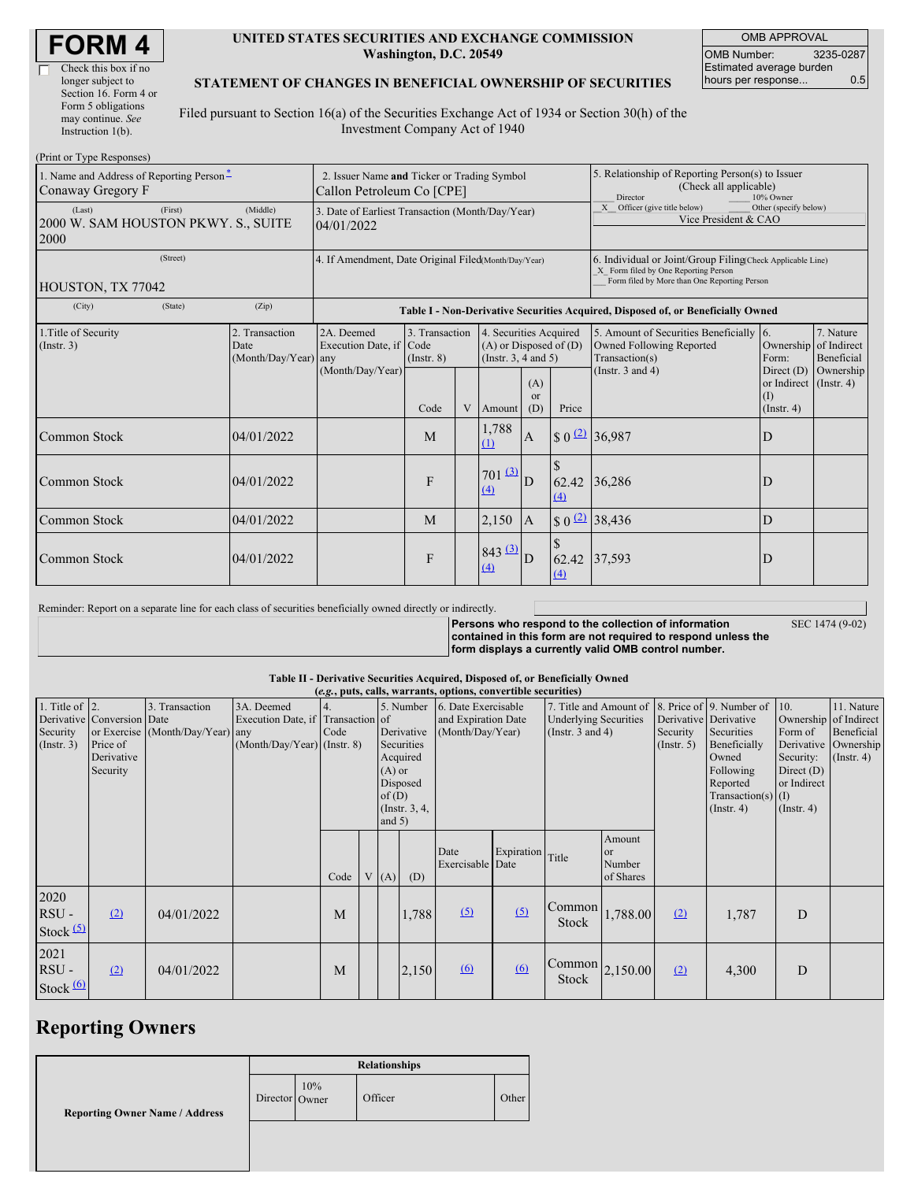# FORM 4

☐ Check this box if no longer subject to Section 16. Form 4 or Form 5 obligations may continue. *See* Instruction 1(b).

**UNITED STATES SECURITIES AND EXCHANGE COMMISSION**
**Washington, D.C. 20549**

**STATEMENT OF CHANGES IN BENEFICIAL OWNERSHIP OF SECURITIES**

Filed pursuant to Section 16(a) of the Securities Exchange Act of 1934 or Section 30(h) of the Investment Company Act of 1940

| OMB APPROVAL | |
|---|---|
| OMB Number: | 3235-0287 |
| Estimated average burden hours per response... | 0.5 |

(Print or Type Responses)

| | | |
|---|---|---|
| 1. Name and Address of Reporting Person * Conaway Gregory F | 2. Issuer Name **and** Ticker or Trading Symbol Callon Petroleum Co [CPE] | 5. Relationship of Reporting Person(s) to Issuer (Check all applicable) ___ Director ___ 10% Owner _X_ Officer (give title below) ___ Other (specify below) Vice President & CAO |
| (Last) (First) (Middle) 2000 W. SAM HOUSTON PKWY. S., SUITE 2000 | 3. Date of Earliest Transaction (Month/Day/Year) 04/01/2022 | |
| (Street) HOUSTON, TX 77042 | 4. If Amendment, Date Original Filed (Month/Day/Year) | 6. Individual or Joint/Group Filing (Check Applicable Line) _X_ Form filed by One Reporting Person ___ Form filed by More than One Reporting Person |
| (City) (State) (Zip) | | |

**Table I - Non-Derivative Securities Acquired, Disposed of, or Beneficially Owned**

| 1.Title of Security (Instr. 3) | 2. Transaction Date (Month/Day/Year) | 2A. Deemed Execution Date, if any (Month/Day/Year) | 3. Transaction Code (Instr. 8) | | 4. Securities Acquired (A) or Disposed of (D) (Instr. 3, 4 and 5) | | | 5. Amount of Securities Beneficially Owned Following Reported Transaction(s) (Instr. 3 and 4) | 6. Ownership Form: Direct (D) or Indirect (I) (Instr. 4) | 7. Nature of Indirect Beneficial Ownership (Instr. 4) |
|---|---|---|---|---|---|---|---|---|---|---|
| | | | Code | V | Amount | (A) or (D) | Price | | | |
| Common Stock | 04/01/2022 | | M | | 1,788 (1) | A | $ 0 (2) | 36,987 | D | |
| Common Stock | 04/01/2022 | | F | | 701 (3) (4) | D | $ 62.42 (4) | 36,286 | D | |
| Common Stock | 04/01/2022 | | M | | 2,150 | A | $ 0 (2) | 38,436 | D | |
| Common Stock | 04/01/2022 | | F | | 843 (3) (4) | D | $ 62.42 (4) | 37,593 | D | |

Reminder: Report on a separate line for each class of securities beneficially owned directly or indirectly.

**Persons who respond to the collection of information contained in this form are not required to respond unless the form displays a currently valid OMB control number.** SEC 1474 (9-02)

**Table II - Derivative Securities Acquired, Disposed of, or Beneficially Owned**
***(e.g., puts, calls, warrants, options, convertible securities)***

| 1. Title of Derivative Security (Instr. 3) | 2. Conversion or Exercise Price of Derivative Security | 3. Transaction Date (Month/Day/Year) | 3A. Deemed Execution Date, if any (Month/Day/Year) | 4. Transaction Code (Instr. 8) | | 5. Number of Derivative Securities Acquired (A) or Disposed of (D) (Instr. 3, 4, and 5) | | 6. Date Exercisable and Expiration Date (Month/Day/Year) | | 7. Title and Amount of Underlying Securities (Instr. 3 and 4) | | 8. Price of Derivative Security (Instr. 5) | 9. Number of Derivative Securities Beneficially Owned Following Reported Transaction(s) (Instr. 4) | 10. Ownership Form of Derivative Security: Direct (D) or Indirect (I) (Instr. 4) | 11. Nature of Indirect Beneficial Ownership (Instr. 4) |
|---|---|---|---|---|---|---|---|---|---|---|---|---|---|---|---|
| | | | | Code | V | (A) | (D) | Date Exercisable | Expiration Date | Title | Amount or Number of Shares | | | | |
| 2020 RSU - Stock (5) | (2) | 04/01/2022 | | M | | | 1,788 | (5) | (5) | Common Stock | 1,788.00 | (2) | 1,787 | D | |
| 2021 RSU - Stock (6) | (2) | 04/01/2022 | | M | | | 2,150 | (6) | (6) | Common Stock | 2,150.00 | (2) | 4,300 | D | |

## Reporting Owners

| Reporting Owner Name / Address | Relationships | | | |
|---|---|---|---|---|
| | Director | 10% Owner | Officer | Other |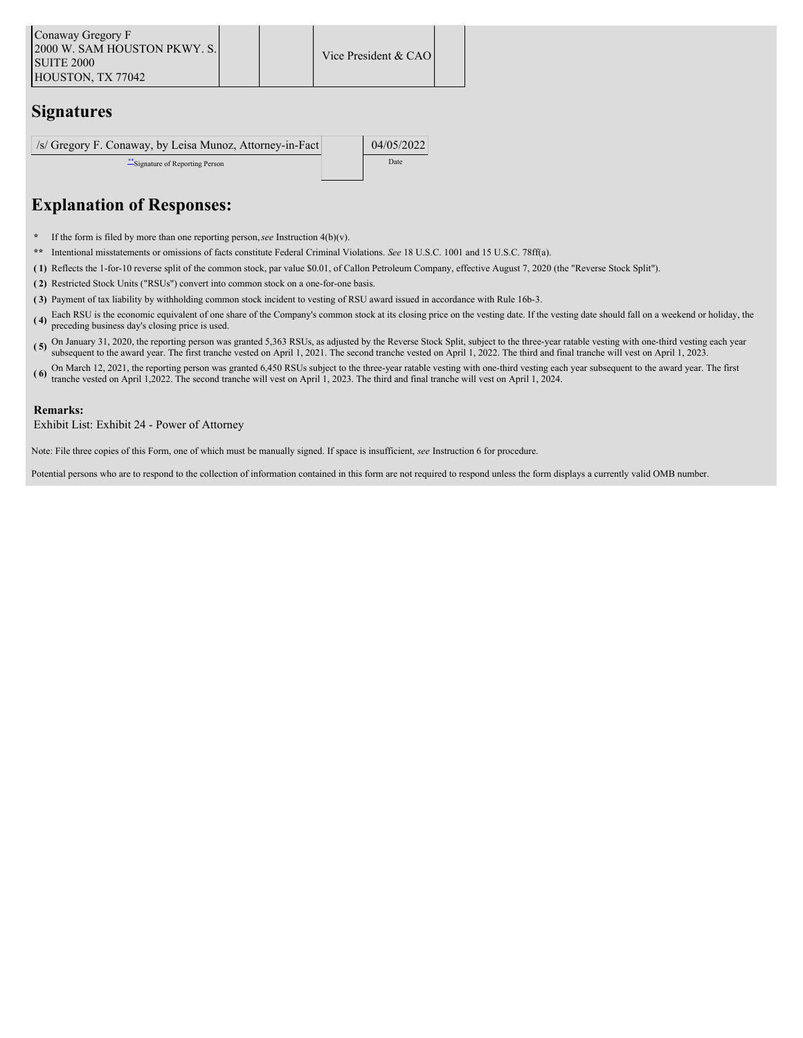| Conaway Gregory F<br>2000 W. SAM HOUSTON PKWY. S.<br>SUITE 2000<br>HOUSTON, TX 77042 | | | Vice President & CAO | |
|---|---|---|---|---|

## Signatures

| /s/ Gregory F. Conaway, by Leisa Munoz, Attorney-in-Fact | | 04/05/2022 |
|---|---|---|
| **Signature of Reporting Person | | Date |

## Explanation of Responses:

- \* If the form is filed by more than one reporting person, *see* Instruction 4(b)(v).
- ** Intentional misstatements or omissions of facts constitute Federal Criminal Violations. *See* 18 U.S.C. 1001 and 15 U.S.C. 78ff(a).
- ( 1) Reflects the 1-for-10 reverse split of the common stock, par value $0.01, of Callon Petroleum Company, effective August 7, 2020 (the "Reverse Stock Split").
- ( 2) Restricted Stock Units ("RSUs") convert into common stock on a one-for-one basis.
- ( 3) Payment of tax liability by withholding common stock incident to vesting of RSU award issued in accordance with Rule 16b-3.
- ( 4) Each RSU is the economic equivalent of one share of the Company's common stock at its closing price on the vesting date. If the vesting date should fall on a weekend or holiday, the preceding business day's closing price is used.
- ( 5) On January 31, 2020, the reporting person was granted 5,363 RSUs, as adjusted by the Reverse Stock Split, subject to the three-year ratable vesting with one-third vesting each year subsequent to the award year. The first tranche vested on April 1, 2021. The second tranche vested on April 1, 2022. The third and final tranche will vest on April 1, 2023.
- ( 6) On March 12, 2021, the reporting person was granted 6,450 RSUs subject to the three-year ratable vesting with one-third vesting each year subsequent to the award year. The first tranche vested on April 1,2022. The second tranche will vest on April 1, 2023. The third and final tranche will vest on April 1, 2024.

**Remarks:**

Exhibit List: Exhibit 24 - Power of Attorney

Note: File three copies of this Form, one of which must be manually signed. If space is insufficient, *see* Instruction 6 for procedure.

Potential persons who are to respond to the collection of information contained in this form are not required to respond unless the form displays a currently valid OMB number.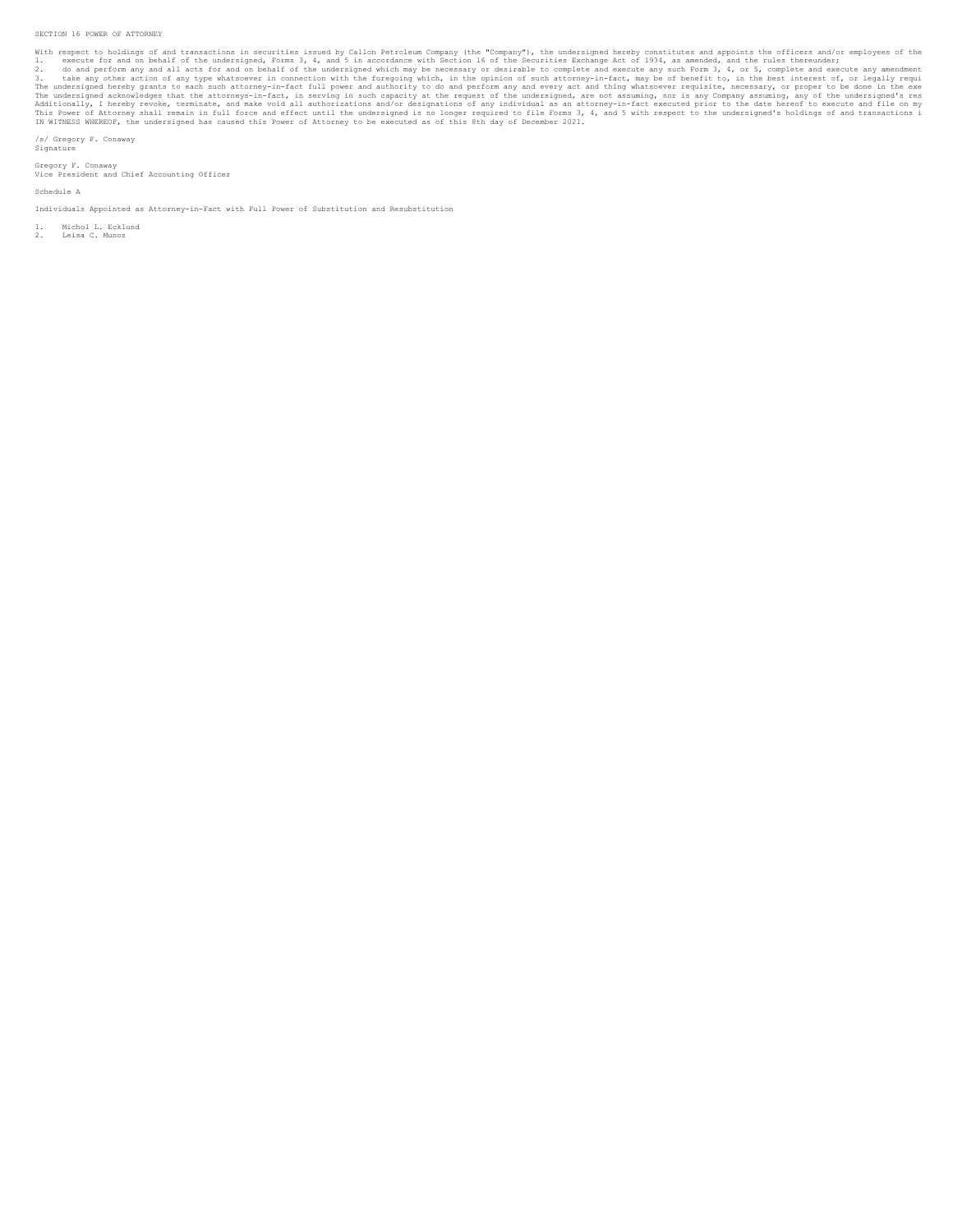SECTION 16 POWER OF ATTORNEY

With respect to holdings of and transactions in securities issued by Callon Petroleum Company (the "Company"), the undersigned hereby constitutes and appoints the officers and/or employees of the

1. execute for and on behalf of the undersigned, Forms 3, 4, and 5 in accordance with Section 16 of the Securities Exchange Act of 1934, as amended, and the rules thereunder;
2. do and perform any and all acts for and on behalf of the undersigned which may be necessary or desirable to complete and execute any such Form 3, 4, or 5, complete and execute any amendment
3. take any other action of any type whatsoever in connection with the foregoing which, in the opinion of such attorney-in-fact, may be of benefit to, in the best interest of, or legally requi

The undersigned hereby grants to each such attorney-in-fact full power and authority to do and perform any and every act and thing whatsoever requisite, necessary, or proper to be done in the exe
The undersigned acknowledges that the attorneys-in-fact, in serving in such capacity at the request of the undersigned, are not assuming, nor is any Company assuming, any of the undersigned's res
Additionally, I hereby revoke, terminate, and make void all authorizations and/or designations of any individual as an attorney-in-fact executed prior to the date hereof to execute and file on my
This Power of Attorney shall remain in full force and effect until the undersigned is no longer required to file Forms 3, 4, and 5 with respect to the undersigned's holdings of and transactions i
IN WITNESS WHEREOF, the undersigned has caused this Power of Attorney to be executed as of this 8th day of December 2021.

/s/ Gregory F. Conaway
Signature

Gregory F. Conaway
Vice President and Chief Accounting Officer

Schedule A

Individuals Appointed as Attorney-in-Fact with Full Power of Substitution and Resubstitution

1. Michol L. Ecklund
2. Leisa C. Munoz